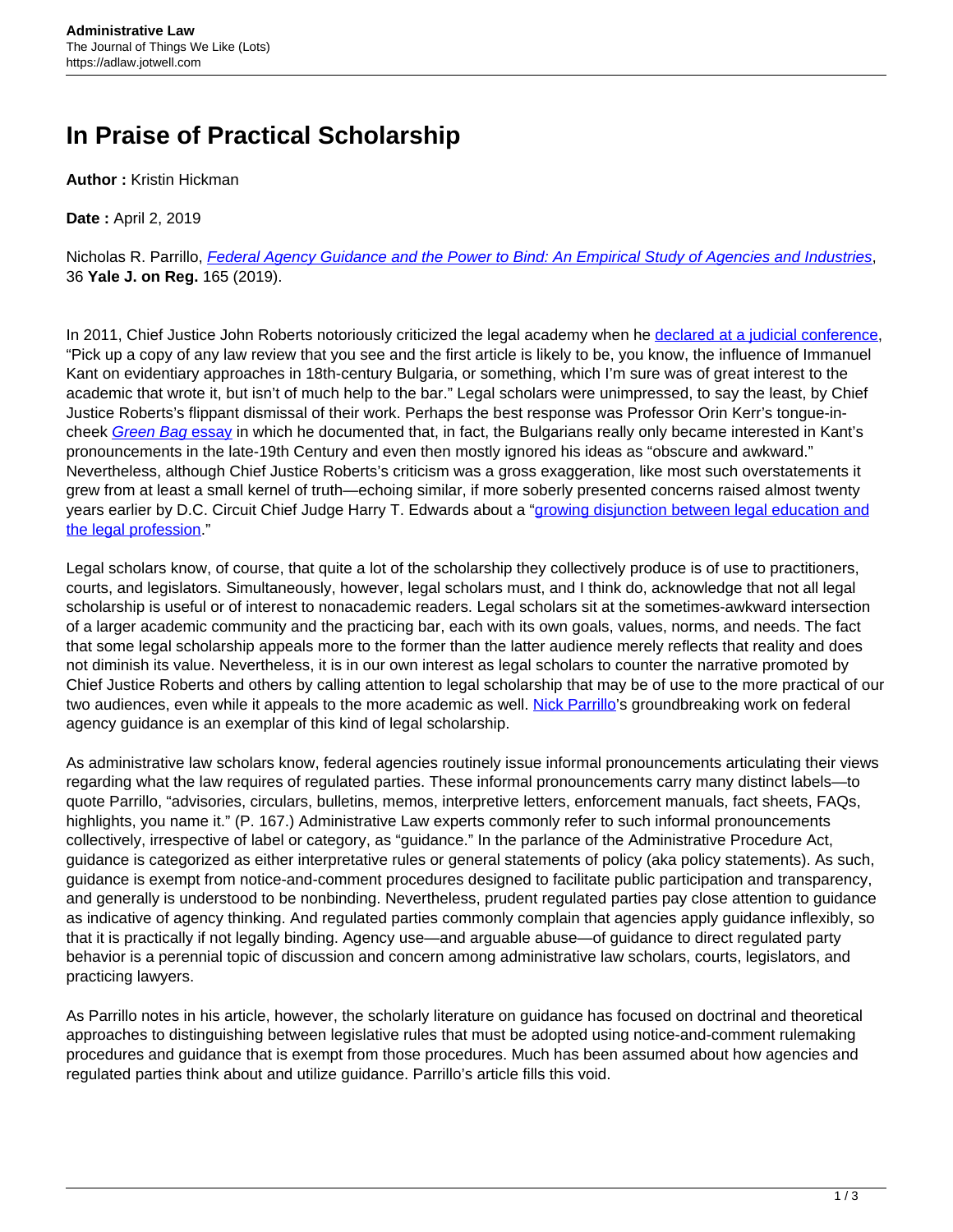# In Praise of Practical Scholarship

**Author :** Kristin Hickman

**Date :** April 2, 2019

Nicholas R. Parrillo, *Federal Agency Guidance and the Power to Bind: An Empirical Study of Agencies and Industries*, 36 **Yale J. on Reg.** 165 (2019).

In 2011, Chief Justice John Roberts notoriously criticized the legal academy when he declared at a judicial conference, "Pick up a copy of any law review that you see and the first article is likely to be, you know, the influence of Immanuel Kant on evidentiary approaches in 18th-century Bulgaria, or something, which I'm sure was of great interest to the academic that wrote it, but isn't of much help to the bar." Legal scholars were unimpressed, to say the least, by Chief Justice Roberts's flippant dismissal of their work. Perhaps the best response was Professor Orin Kerr's tongue-in-cheek *Green Bag* essay in which he documented that, in fact, the Bulgarians really only became interested in Kant's pronouncements in the late-19th Century and even then mostly ignored his ideas as "obscure and awkward." Nevertheless, although Chief Justice Roberts's criticism was a gross exaggeration, like most such overstatements it grew from at least a small kernel of truth—echoing similar, if more soberly presented concerns raised almost twenty years earlier by D.C. Circuit Chief Judge Harry T. Edwards about a "growing disjunction between legal education and the legal profession."

Legal scholars know, of course, that quite a lot of the scholarship they collectively produce is of use to practitioners, courts, and legislators. Simultaneously, however, legal scholars must, and I think do, acknowledge that not all legal scholarship is useful or of interest to nonacademic readers. Legal scholars sit at the sometimes-awkward intersection of a larger academic community and the practicing bar, each with its own goals, values, norms, and needs. The fact that some legal scholarship appeals more to the former than the latter audience merely reflects that reality and does not diminish its value. Nevertheless, it is in our own interest as legal scholars to counter the narrative promoted by Chief Justice Roberts and others by calling attention to legal scholarship that may be of use to the more practical of our two audiences, even while it appeals to the more academic as well. Nick Parrillo's groundbreaking work on federal agency guidance is an exemplar of this kind of legal scholarship.

As administrative law scholars know, federal agencies routinely issue informal pronouncements articulating their views regarding what the law requires of regulated parties. These informal pronouncements carry many distinct labels—to quote Parrillo, "advisories, circulars, bulletins, memos, interpretive letters, enforcement manuals, fact sheets, FAQs, highlights, you name it." (P. 167.) Administrative Law experts commonly refer to such informal pronouncements collectively, irrespective of label or category, as "guidance." In the parlance of the Administrative Procedure Act, guidance is categorized as either interpretative rules or general statements of policy (aka policy statements). As such, guidance is exempt from notice-and-comment procedures designed to facilitate public participation and transparency, and generally is understood to be nonbinding. Nevertheless, prudent regulated parties pay close attention to guidance as indicative of agency thinking. And regulated parties commonly complain that agencies apply guidance inflexibly, so that it is practically if not legally binding. Agency use—and arguable abuse—of guidance to direct regulated party behavior is a perennial topic of discussion and concern among administrative law scholars, courts, legislators, and practicing lawyers.

As Parrillo notes in his article, however, the scholarly literature on guidance has focused on doctrinal and theoretical approaches to distinguishing between legislative rules that must be adopted using notice-and-comment rulemaking procedures and guidance that is exempt from those procedures. Much has been assumed about how agencies and regulated parties think about and utilize guidance. Parrillo's article fills this void.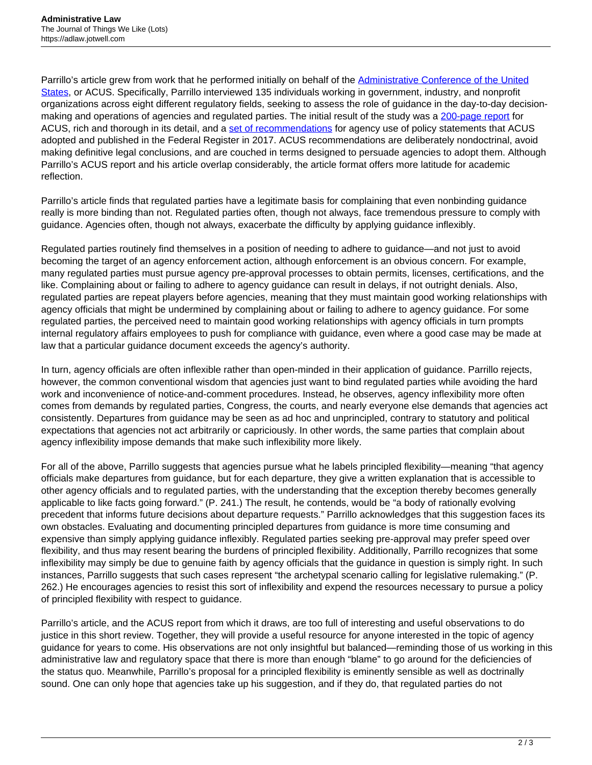Parrillo's article grew from work that he performed initially on behalf of the Administrative Conference of the United States, or ACUS. Specifically, Parrillo interviewed 135 individuals working in government, industry, and nonprofit organizations across eight different regulatory fields, seeking to assess the role of guidance in the day-to-day decision-making and operations of agencies and regulated parties. The initial result of the study was a 200-page report for ACUS, rich and thorough in its detail, and a set of recommendations for agency use of policy statements that ACUS adopted and published in the Federal Register in 2017. ACUS recommendations are deliberately nondoctrinal, avoid making definitive legal conclusions, and are couched in terms designed to persuade agencies to adopt them. Although Parrillo's ACUS report and his article overlap considerably, the article format offers more latitude for academic reflection.

Parrillo's article finds that regulated parties have a legitimate basis for complaining that even nonbinding guidance really is more binding than not. Regulated parties often, though not always, face tremendous pressure to comply with guidance. Agencies often, though not always, exacerbate the difficulty by applying guidance inflexibly.

Regulated parties routinely find themselves in a position of needing to adhere to guidance—and not just to avoid becoming the target of an agency enforcement action, although enforcement is an obvious concern. For example, many regulated parties must pursue agency pre-approval processes to obtain permits, licenses, certifications, and the like. Complaining about or failing to adhere to agency guidance can result in delays, if not outright denials. Also, regulated parties are repeat players before agencies, meaning that they must maintain good working relationships with agency officials that might be undermined by complaining about or failing to adhere to agency guidance. For some regulated parties, the perceived need to maintain good working relationships with agency officials in turn prompts internal regulatory affairs employees to push for compliance with guidance, even where a good case may be made at law that a particular guidance document exceeds the agency's authority.

In turn, agency officials are often inflexible rather than open-minded in their application of guidance. Parrillo rejects, however, the common conventional wisdom that agencies just want to bind regulated parties while avoiding the hard work and inconvenience of notice-and-comment procedures. Instead, he observes, agency inflexibility more often comes from demands by regulated parties, Congress, the courts, and nearly everyone else demands that agencies act consistently. Departures from guidance may be seen as ad hoc and unprincipled, contrary to statutory and political expectations that agencies not act arbitrarily or capriciously. In other words, the same parties that complain about agency inflexibility impose demands that make such inflexibility more likely.

For all of the above, Parrillo suggests that agencies pursue what he labels principled flexibility—meaning "that agency officials make departures from guidance, but for each departure, they give a written explanation that is accessible to other agency officials and to regulated parties, with the understanding that the exception thereby becomes generally applicable to like facts going forward." (P. 241.) The result, he contends, would be "a body of rationally evolving precedent that informs future decisions about departure requests." Parrillo acknowledges that this suggestion faces its own obstacles. Evaluating and documenting principled departures from guidance is more time consuming and expensive than simply applying guidance inflexibly. Regulated parties seeking pre-approval may prefer speed over flexibility, and thus may resent bearing the burdens of principled flexibility. Additionally, Parrillo recognizes that some inflexibility may simply be due to genuine faith by agency officials that the guidance in question is simply right. In such instances, Parrillo suggests that such cases represent "the archetypal scenario calling for legislative rulemaking." (P. 262.) He encourages agencies to resist this sort of inflexibility and expend the resources necessary to pursue a policy of principled flexibility with respect to guidance.

Parrillo's article, and the ACUS report from which it draws, are too full of interesting and useful observations to do justice in this short review. Together, they will provide a useful resource for anyone interested in the topic of agency guidance for years to come. His observations are not only insightful but balanced—reminding those of us working in this administrative law and regulatory space that there is more than enough "blame" to go around for the deficiencies of the status quo. Meanwhile, Parrillo's proposal for a principled flexibility is eminently sensible as well as doctrinally sound. One can only hope that agencies take up his suggestion, and if they do, that regulated parties do not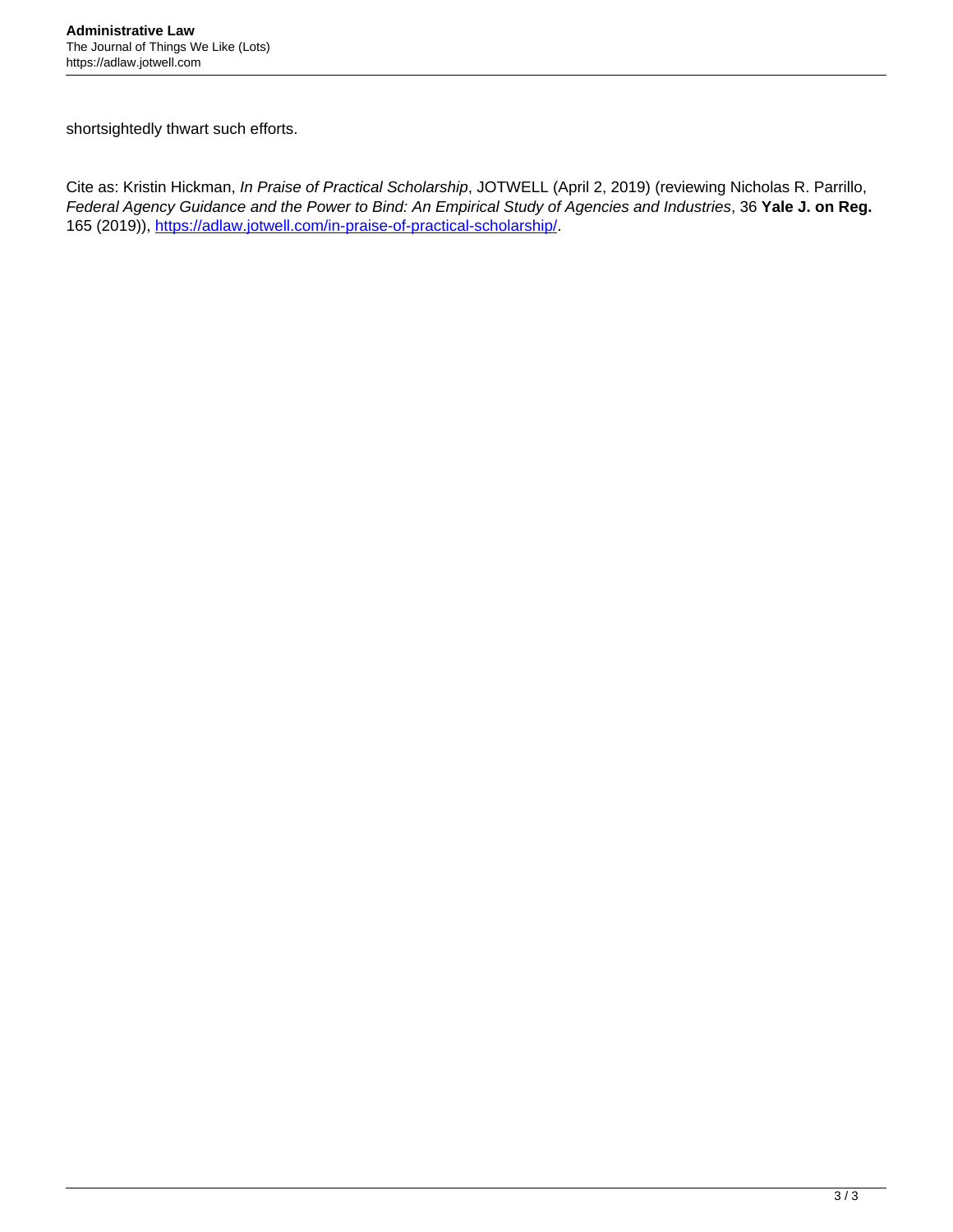shortsightedly thwart such efforts.

Cite as: Kristin Hickman, *In Praise of Practical Scholarship*, JOTWELL (April 2, 2019) (reviewing Nicholas R. Parrillo, *Federal Agency Guidance and the Power to Bind: An Empirical Study of Agencies and Industries*, 36 **Yale J. on Reg.** 165 (2019)), https://adlaw.jotwell.com/in-praise-of-practical-scholarship/.